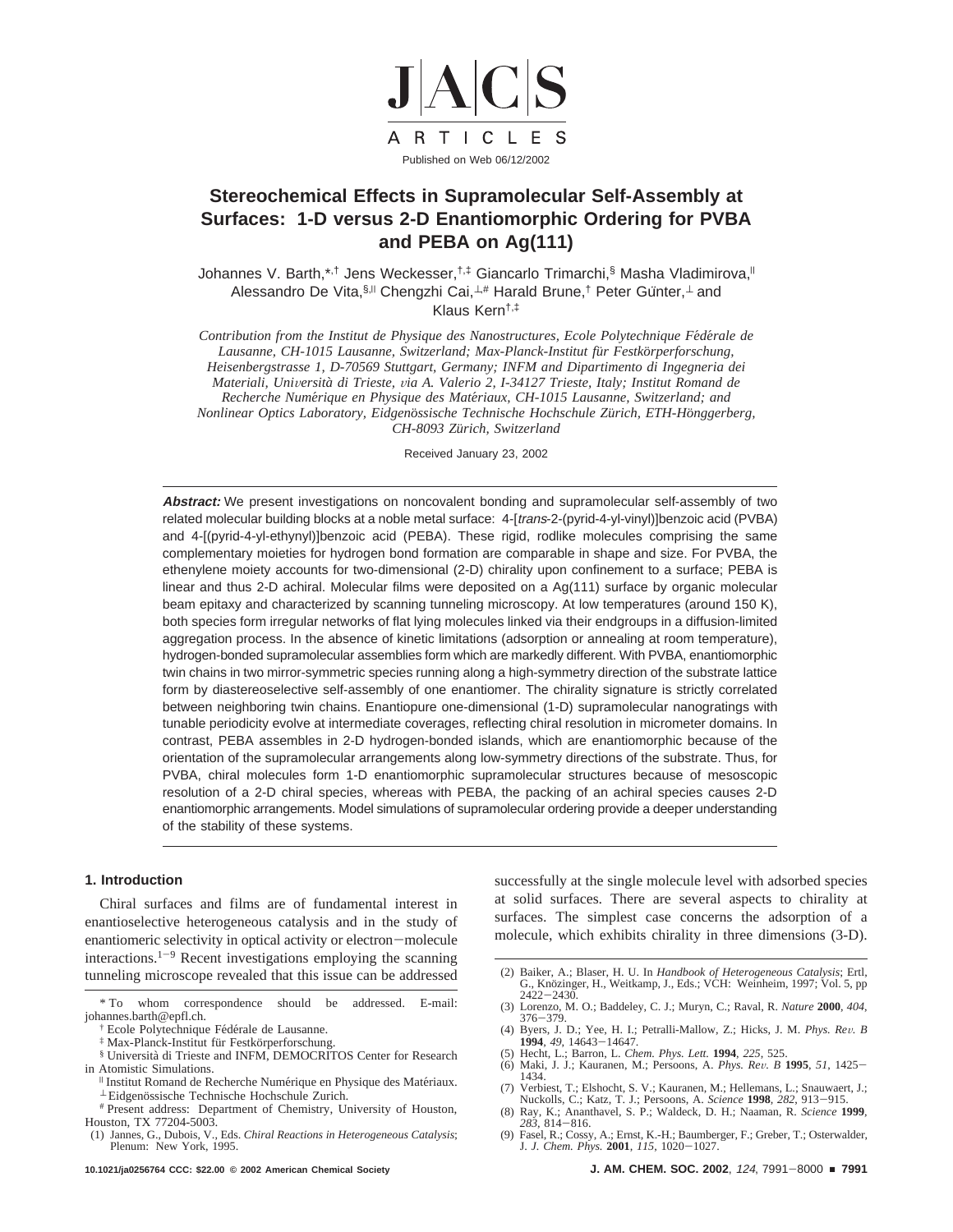J|A|C|S ARTICLES

Published on Web 06/12/2002

# Stereochemical Effects in Supramolecular Self-Assembly at Surfaces: 1-D versus 2-D Enantiomorphic Ordering for PVBA and PEBA on Ag(111)

Johannes V. Barth,*[,†,‡] Jens Weckesser,[†,‡] Giancarlo Trimarchi,[§] Masha Vladimirova,[∥] Alessandro De Vita,[§,∥] Chengzhi Cai,[⊥,#] Harald Brune,[†] Peter Günter,[⊥] and Klaus Kern[†,‡]

*Contribution from the Institut de Physique des Nanostructures, Ecole Polytechnique Fédérale de Lausanne, CH-1015 Lausanne, Switzerland; Max-Planck-Institut für Festkörperforschung, Heisenbergstrasse 1, D-70569 Stuttgart, Germany; INFM and Dipartimento di Ingegneria dei Materiali, Università di Trieste, via A. Valerio 2, I-34127 Trieste, Italy; Institut Romand de Recherche Numérique en Physique des Matériaux, CH-1015 Lausanne, Switzerland; and Nonlinear Optics Laboratory, Eidgenössische Technische Hochschule Zürich, ETH-Hönggerberg, CH-8093 Zürich, Switzerland*

Received January 23, 2002

**Abstract:** We present investigations on noncovalent bonding and supramolecular self-assembly of two related molecular building blocks at a noble metal surface: 4-[*trans*-2-(pyrid-4-yl-vinyl)]benzoic acid (PVBA) and 4-[(pyrid-4-yl-ethynyl)]benzoic acid (PEBA). These rigid, rodlike molecules comprising the same complementary moieties for hydrogen bond formation are comparable in shape and size. For PVBA, the ethenylene moiety accounts for two-dimensional (2-D) chirality upon confinement to a surface; PEBA is linear and thus 2-D achiral. Molecular films were deposited on a Ag(111) surface by organic molecular beam epitaxy and characterized by scanning tunneling microscopy. At low temperatures (around 150 K), both species form irregular networks of flat lying molecules linked via their endgroups in a diffusion-limited aggregation process. In the absence of kinetic limitations (adsorption or annealing at room temperature), hydrogen-bonded supramolecular assemblies form which are markedly different. With PVBA, enantiomorphic twin chains in two mirror-symmetric species running along a high-symmetry direction of the substrate lattice form by diastereoselective self-assembly of one enantiomer. The chirality signature is strictly correlated between neighboring twin chains. Enantiopure one-dimensional (1-D) supramolecular nanogratings with tunable periodicity evolve at intermediate coverages, reflecting chiral resolution in micrometer domains. In contrast, PEBA assembles in 2-D hydrogen-bonded islands, which are enantiomorphic because of the orientation of the supramolecular arrangements along low-symmetry directions of the substrate. Thus, for PVBA, chiral molecules form 1-D enantiomorphic supramolecular structures because of mesoscopic resolution of a 2-D chiral species, whereas with PEBA, the packing of an achiral species causes 2-D enantiomorphic arrangements. Model simulations of supramolecular ordering provide a deeper understanding of the stability of these systems.

## 1. Introduction

Chiral surfaces and films are of fundamental interest in enantioselective heterogeneous catalysis and in the study of enantiomeric selectivity in optical activity or electron–molecule interactions.[1–9] Recent investigations employing the scanning tunneling microscope revealed that this issue can be addressed successfully at the single molecule level with adsorbed species at solid surfaces. There are several aspects to chirality at surfaces. The simplest case concerns the adsorption of a molecule, which exhibits chirality in three dimensions (3-D).

\* To whom correspondence should be addressed. E-mail: johannes.barth@epfl.ch.

† Ecole Polytechnique Fédérale de Lausanne.

‡ Max-Planck-Institut für Festkörperforschung.

§ Università di Trieste and INFM, DEMOCRITOS Center for Research in Atomistic Simulations.

∥ Institut Romand de Recherche Numérique en Physique des Matériaux.

⊥ Eidgenössische Technische Hochschule Zurich.

\# Present address: Department of Chemistry, University of Houston, Houston, TX 77204-5003.

(1) Jannes, G., Dubois, V., Eds. *Chiral Reactions in Heterogeneous Catalysis*; Plenum: New York, 1995.

(2) Baiker, A.; Blaser, H. U. In *Handbook of Heterogeneous Catalysis*; Ertl, G., Knözinger, H., Weitkamp, J., Eds.; VCH: Weinheim, 1997; Vol. 5, pp 2422–2430.

(3) Lorenzo, M. O.; Baddeley, C. J.; Muryn, C.; Raval, R. *Nature* **2000**, *404*, 376–379.

(4) Byers, J. D.; Yee, H. I.; Petralli-Mallow, Z.; Hicks, J. M. *Phys. Rev. B* **1994**, *49*, 14643–14647.

(5) Hecht, L.; Barron, L. *Chem. Phys. Lett.* **1994**, *225*, 525.

(6) Maki, J. J.; Kauranen, M.; Persoons, A. *Phys. Rev. B* **1995**, *51*, 1425–1434.

(7) Verbiest, T.; Elshocht, S. V.; Kauranen, M.; Hellemans, L.; Snauwaert, J.; Nuckolls, C.; Katz, T. J.; Persoons, A. *Science* **1998**, *282*, 913–915.

(8) Ray, K.; Ananthavel, S. P.; Waldeck, D. H.; Naaman, R. *Science* **1999**, *283*, 814–816.

(9) Fasel, R.; Cossy, A.; Ernst, K.-H.; Baumberger, F.; Greber, T.; Osterwalder, J. *J. Chem. Phys.* **2001**, *115*, 1020–1027.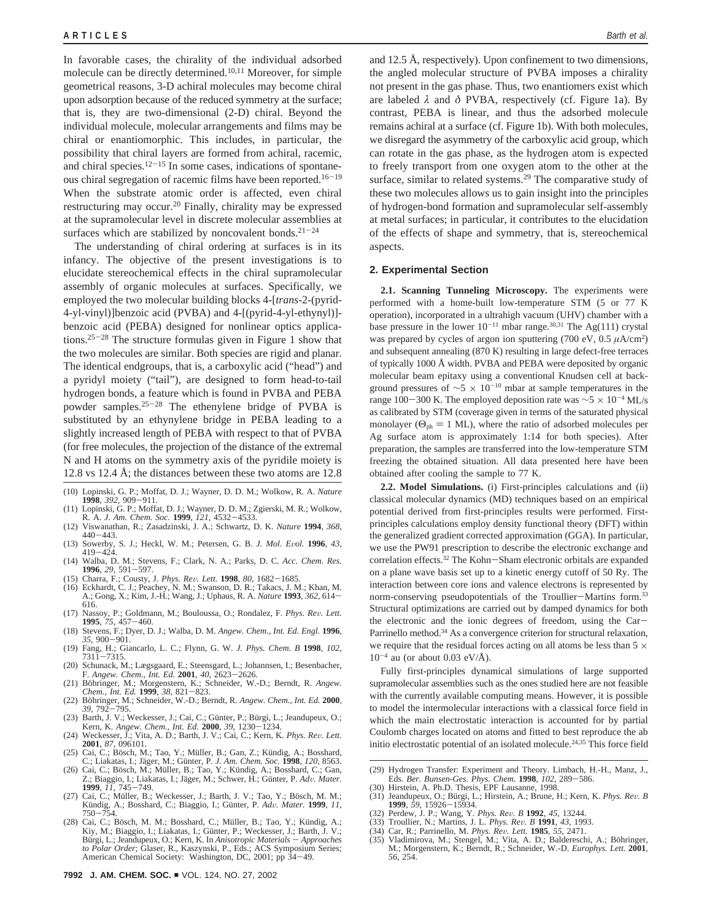In favorable cases, the chirality of the individual adsorbed molecule can be directly determined.[10,11] Moreover, for simple geometrical reasons, 3-D achiral molecules may become chiral upon adsorption because of the reduced symmetry at the surface; that is, they are two-dimensional (2-D) chiral. Beyond the individual molecule, molecular arrangements and films may be chiral or enantiomorphic. This includes, in particular, the possibility that chiral layers are formed from achiral, racemic, and chiral species.[12-15] In some cases, indications of spontaneous chiral segregation of racemic films have been reported.[16-19] When the substrate atomic order is affected, even chiral restructuring may occur.[20] Finally, chirality may be expressed at the supramolecular level in discrete molecular assemblies at surfaces which are stabilized by noncovalent bonds.[21-24]

The understanding of chiral ordering at surfaces is in its infancy. The objective of the present investigations is to elucidate stereochemical effects in the chiral supramolecular assembly of organic molecules at surfaces. Specifically, we employed the two molecular building blocks 4-[*trans*-2-(pyrid-4-yl-vinyl)]benzoic acid (PVBA) and 4-[(pyrid-4-yl-ethynyl)]-benzoic acid (PEBA) designed for nonlinear optics applications.[25-28] The structure formulas given in Figure 1 show that the two molecules are similar. Both species are rigid and planar. The identical endgroups, that is, a carboxylic acid ("head") and a pyridyl moiety ("tail"), are designed to form head-to-tail hydrogen bonds, a feature which is found in PVBA and PEBA powder samples.[25-28] The ethenylene bridge of PVBA is substituted by an ethynylene bridge in PEBA leading to a slightly increased length of PEBA with respect to that of PVBA (for free molecules, the projection of the distance of the extremal N and H atoms on the symmetry axis of the pyridile moiety is 12.8 vs 12.4 Å; the distances between these two atoms are 12.8 and 12.5 Å, respectively). Upon confinement to two dimensions, the angled molecular structure of PVBA imposes a chirality not present in the gas phase. Thus, two enantiomers exist which are labeled $\lambda$ and $\delta$ PVBA, respectively (cf. Figure 1a). By contrast, PEBA is linear, and thus the adsorbed molecule remains achiral at a surface (cf. Figure 1b). With both molecules, we disregard the asymmetry of the carboxylic acid group, which can rotate in the gas phase, as the hydrogen atom is expected to freely transport from one oxygen atom to the other at the surface, similar to related systems.[29] The comparative study of these two molecules allows us to gain insight into the principles of hydrogen-bond formation and supramolecular self-assembly at metal surfaces; in particular, it contributes to the elucidation of the effects of shape and symmetry, that is, stereochemical aspects.

## 2. Experimental Section

**2.1. Scanning Tunneling Microscopy.** The experiments were performed with a home-built low-temperature STM (5 or 77 K operation), incorporated in a ultrahigh vacuum (UHV) chamber with a base pressure in the lower $10^{-11}$ mbar range.[30,31] The Ag(111) crystal was prepared by cycles of argon ion sputtering (700 eV, 0.5 $\mu$A/cm$^2$) and subsequent annealing (870 K) resulting in large defect-free terraces of typically 1000 Å width. PVBA and PEBA were deposited by organic molecular beam epitaxy using a conventional Knudsen cell at background pressures of $\sim 5 \times 10^{-10}$ mbar at sample temperatures in the range 100-300 K. The employed deposition rate was $\sim 5 \times 10^{-4}$ ML/s as calibrated by STM (coverage given in terms of the saturated physical monolayer ($\Theta_{ph}$ = 1 ML), where the ratio of adsorbed molecules per Ag surface atom is approximately 1:14 for both species). After preparation, the samples are transferred into the low-temperature STM freezing the obtained situation. All data presented here have been obtained after cooling the sample to 77 K.

**2.2. Model Simulations.** (i) First-principles calculations and (ii) classical molecular dynamics (MD) techniques based on an empirical potential derived from first-principles results were performed. First-principles calculations employ density functional theory (DFT) within the generalized gradient corrected approximation (GGA). In particular, we use the PW91 prescription to describe the electronic exchange and correlation effects.[32] The Kohn-Sham electronic orbitals are expanded on a plane wave basis set up to a kinetic energy cutoff of 50 Ry. The interaction between core ions and valence electrons is represented by norm-conserving pseudopotentials of the Troullier-Martins form.[33] Structural optimizations are carried out by damped dynamics for both the electronic and the ionic degrees of freedom, using the Car-Parrinello method.[34] As a convergence criterion for structural relaxation, we require that the residual forces acting on all atoms be less than $5 \times 10^{-4}$ au (or about 0.03 eV/Å).

Fully first-principles dynamical simulations of large supported supramolecular assemblies such as the ones studied here are not feasible with the currently available computing means. However, it is possible to model the intermolecular interactions with a classical force field in which the main electrostatic interaction is accounted for by partial Coulomb charges located on atoms and fitted to best reproduce the ab initio electrostatic potential of an isolated molecule.[24,35] This force field

(10) Lopinski, G. P.; Moffat, D. J.; Wayner, D. D. M.; Wolkow, R. A. *Nature* **1998**, *392*, 909-911.
(11) Lopinski, G. P.; Moffat, D. J.; Wayner, D. D. M.; Zgierski, M. R.; Wolkow, R. A. *J. Am. Chem. Soc.* **1999**, *121*, 4532-4533.
(12) Viswanathan, R.; Zasadzinski, J. A.; Schwartz, D. K. *Nature* **1994**, *368*, 440-443.
(13) Sowerby, S. J.; Heckl, W. M.; Petersen, G. B. *J. Mol. Evol.* **1996**, *43*, 419-424.
(14) Walba, D. M.; Stevens, F.; Clark, N. A.; Parks, D. C. *Acc. Chem. Res.* **1996**, *29*, 591-597.
(15) Charra, F.; Cousty, J. *Phys. Rev. Lett.* **1998**, *80*, 1682-1685.
(16) Eckhardt, C. J.; Peachey, N. M.; Swanson, D. R.; Takacs, J. M.; Khan, M. A.; Gong, X.; Kim, J.-H.; Wang, J.; Uphaus, R. A. *Nature* **1993**, *362*, 614-616.
(17) Nassoy, P.; Goldmann, M.; Bouloussa, O.; Rondalez, F. *Phys. Rev. Lett.* **1995**, *75*, 457-460.
(18) Stevens, F.; Dyer, D. J.; Walba, D. M. *Angew. Chem., Int. Ed. Engl.* **1996**, *35*, 900-901.
(19) Fang, H.; Giancarlo, L. C.; Flynn, G. W. *J. Phys. Chem. B* **1998**, *102*, 7311-7315.
(20) Schunack, M.; Lægsgaard, E.; Steensgaard, L.; Johannsen, I.; Besenbacher, F. *Angew. Chem., Int. Ed.* **2001**, *40*, 2623-2626.
(21) Böhringer, M.; Morgenstern, K.; Schneider, W.-D.; Berndt, R. *Angew. Chem., Int. Ed.* **1999**, *38*, 821-823.
(22) Böhringer, M.; Schneider, W.-D.; Berndt, R. *Angew. Chem., Int. Ed.* **2000**, *39*, 792-795.
(23) Barth, J. V.; Weckesser, J.; Cai, C.; Günter, P.; Bürgi, L.; Jeandupeux, O.; Kern, K. *Angew. Chem., Int. Ed.* **2000**, *39*, 1230-1234.
(24) Weckesser, J.; Vita, A. D.; Barth, J. V.; Cai, C.; Kern, K. *Phys. Rev. Lett.* **2001**, *87*, 096101.
(25) Cai, C.; Bösch, M.; Tao, Y.; Müller, B.; Gan, Z.; Kündig, A.; Bosshard, C.; Liakatas, I.; Jäger, M.; Günter, P. *J. Am. Chem. Soc.* **1998**, *120*, 8563.
(26) Cai, C.; Bösch, M.; Müller, B.; Tao, Y.; Kündig, A.; Bosshard, C.; Gan, Z.; Biaggio, I.; Liakatas, I.; Jäger, M.; Schwer, H.; Günter, P. *Adv. Mater.* **1999**, *11*, 745-749.
(27) Cai, C.; Müller, B.; Weckesser, J.; Barth, J. V.; Tao, Y.; Bösch, M. M.; Kündig, A.; Bosshard, C.; Biaggio, I.; Günter, P. *Adv. Mater.* **1999**, *11*, 750-754.
(28) Cai, C.; Bösch, M. M.; Bosshard, C.; Müller, B.; Tao, Y.; Kündig, A.; Kiy, M.; Biaggio, I.; Liakatas, I.; Günter, P.; Weckesser, J.; Barth, J. V.; Bürgi, L.; Jeandupeux, O.; Kern, K. In *Anisotropic Materials - Approaches to Polar Order*; Glaser, R., Kaszynski, P., Eds.; ACS Symposium Series; American Chemical Society: Washington, DC, 2001; pp 34-49.
(29) Hydrogen Transfer: Experiment and Theory. Limbach, H.-H., Manz, J., Eds. *Ber. Bunsen-Ges. Phys. Chem.* **1998**, *102*, 289-586.
(30) Hirstein, A. Ph.D. Thesis, EPF Lausanne, 1998.
(31) Jeandupeux, O.; Bürgi, L.; Hirstein, A.; Brune, H.; Kern, K. *Phys. Rev. B* **1999**, *59*, 15926-15934.
(32) Perdew, J. P.; Wang, Y. *Phys. Rev. B* **1992**, *45*, 13244.
(33) Troullier, N.; Martins, J. L. *Phys. Rev. B* **1991**, *43*, 1993.
(34) Car, R.; Parrinello, M. *Phys. Rev. Lett.* **1985**, *55*, 2471.
(35) Vladimirova, M.; Stengel, M.; Vita, A. D.; Baldereschi, A.; Böhringer, M.; Morgenstern, K.; Berndt, R.; Schneider, W.-D. *Europhys. Lett.* **2001**, *56*, 254.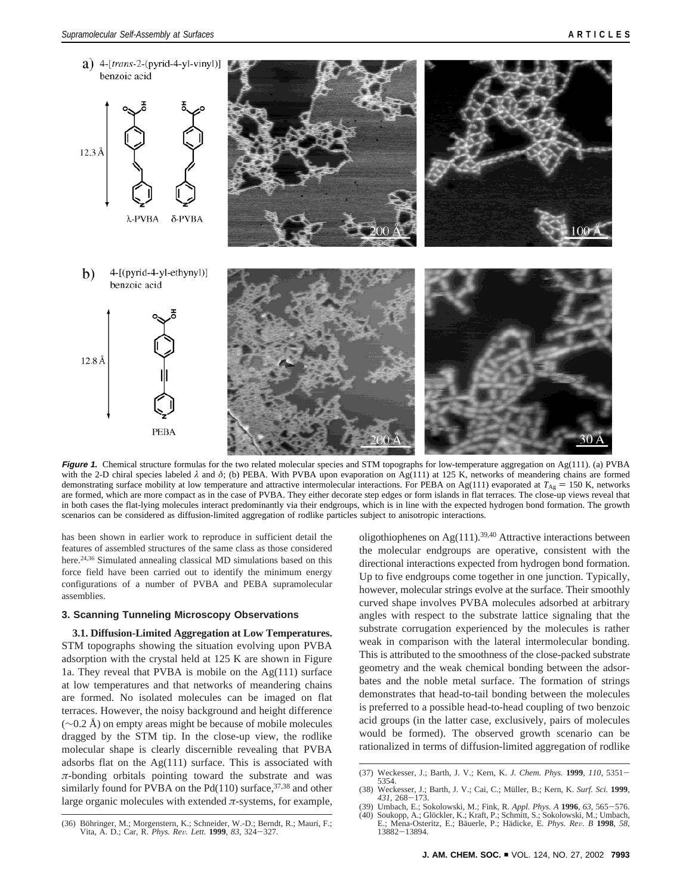**Figure 1.** Chemical structure formulas for the two related molecular species and STM topographs for low-temperature aggregation on Ag(111). (a) PVBA with the 2-D chiral species labeled $\lambda$ and $\delta$; (b) PEBA. With PVBA upon evaporation on Ag(111) at 125 K, networks of meandering chains are formed demonstrating surface mobility at low temperature and attractive intermolecular interactions. For PEBA on Ag(111) evaporated at $T_{Ag}$ = 150 K, networks are formed, which are more compact as in the case of PVBA. They either decorate step edges or form islands in flat terraces. The close-up views reveal that in both cases the flat-lying molecules interact predominantly via their endgroups, which is in line with the expected hydrogen bond formation. The growth scenarios can be considered as diffusion-limited aggregation of rodlike particles subject to anisotropic interactions.

has been shown in earlier work to reproduce in sufficient detail the features of assembled structures of the same class as those considered here.[24,36] Simulated annealing classical MD simulations based on this force field have been carried out to identify the minimum energy configurations of a number of PVBA and PEBA supramolecular assemblies.

### 3. Scanning Tunneling Microscopy Observations

**3.1. Diffusion-Limited Aggregation at Low Temperatures.** STM topographs showing the situation evolving upon PVBA adsorption with the crystal held at 125 K are shown in Figure 1a. They reveal that PVBA is mobile on the Ag(111) surface at low temperatures and that networks of meandering chains are formed. No isolated molecules can be imaged on flat terraces. However, the noisy background and height difference (~0.2 Å) on empty areas might be because of mobile molecules dragged by the STM tip. In the close-up view, the rodlike molecular shape is clearly discernible revealing that PVBA adsorbs flat on the Ag(111) surface. This is associated with $\pi$-bonding orbitals pointing toward the substrate and was similarly found for PVBA on the Pd(110) surface,[37,38] and other large organic molecules with extended $\pi$-systems, for example, oligothiophenes on Ag(111).[39,40] Attractive interactions between the molecular endgroups are operative, consistent with the directional interactions expected from hydrogen bond formation. Up to five endgroups come together in one junction. Typically, however, molecular strings evolve at the surface. Their smoothly curved shape involves PVBA molecules adsorbed at arbitrary angles with respect to the substrate lattice signaling that the substrate corrugation experienced by the molecules is rather weak in comparison with the lateral intermolecular bonding. This is attributed to the smoothness of the close-packed substrate geometry and the weak chemical bonding between the adsorbates and the noble metal surface. The formation of strings demonstrates that head-to-tail bonding between the molecules is preferred to a possible head-to-head coupling of two benzoic acid groups (in the latter case, exclusively, pairs of molecules would be formed). The observed growth scenario can be rationalized in terms of diffusion-limited aggregation of rodlike

(36) Böhringer, M.; Morgenstern, K.; Schneider, W.-D.; Berndt, R.; Mauri, F.; Vita, A. D.; Car, R. *Phys. Rev. Lett.* **1999**, *83*, 324–327.

(37) Weckesser, J.; Barth, J. V.; Kern, K. *J. Chem. Phys.* **1999**, *110*, 5351–5354.

(38) Weckesser, J.; Barth, J. V.; Cai, C.; Müller, B.; Kern, K. *Surf. Sci.* **1999**, *431*, 268–173.

(39) Umbach, E.; Sokolowski, M.; Fink, R. *Appl. Phys. A* **1996**, *63*, 565–576.

(40) Soukopp, A.; Glöckler, K.; Kraft, P.; Schmitt, S.; Sokolowski, M.; Umbach, E.; Mena-Osteritz, E.; Bäuerle, P.; Hädicke, E. *Phys. Rev. B* **1998**, *58*, 13882–13894.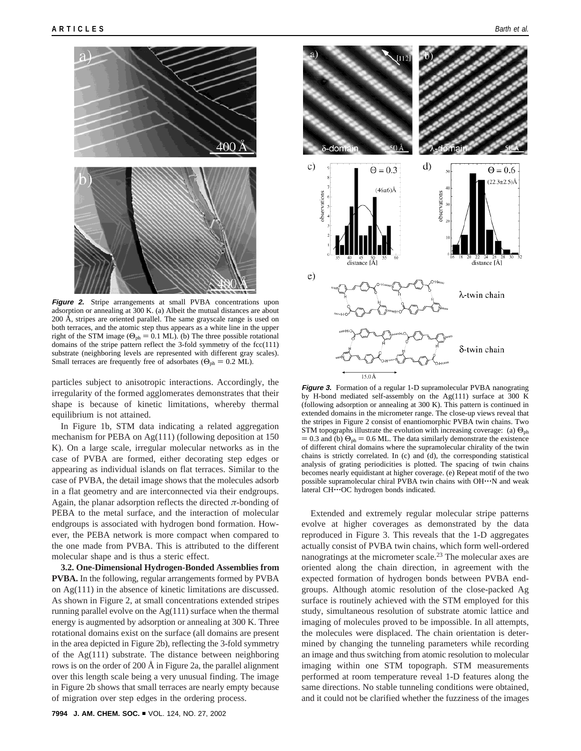**Figure 2.** Stripe arrangements at small PVBA concentrations upon adsorption or annealing at 300 K. (a) Albeit the mutual distances are about 200 Å, stripes are oriented parallel. The same grayscale range is used on both terraces, and the atomic step thus appears as a white line in the upper right of the STM image ($\Theta_{ph}$ = 0.1 ML). (b) The three possible rotational domains of the stripe pattern reflect the 3-fold symmetry of the fcc(111) substrate (neighboring levels are represented with different gray scales). Small terraces are frequently free of adsorbates ($\Theta_{ph}$ = 0.2 ML).

particles subject to anisotropic interactions. Accordingly, the irregularity of the formed agglomerates demonstrates that their shape is because of kinetic limitations, whereby thermal equilibrium is not attained.

In Figure 1b, STM data indicating a related aggregation mechanism for PEBA on Ag(111) (following deposition at 150 K). On a large scale, irregular molecular networks as in the case of PVBA are formed, either decorating step edges or appearing as individual islands on flat terraces. Similar to the case of PVBA, the detail image shows that the molecules adsorb in a flat geometry and are interconnected via their endgroups. Again, the planar adsorption reflects the directed $\pi$-bonding of PEBA to the metal surface, and the interaction of molecular endgroups is associated with hydrogen bond formation. However, the PEBA network is more compact when compared to the one made from PVBA. This is attributed to the different molecular shape and is thus a steric effect.

**3.2. One-Dimensional Hydrogen-Bonded Assemblies from PVBA.** In the following, regular arrangements formed by PVBA on Ag(111) in the absence of kinetic limitations are discussed. As shown in Figure 2, at small concentrations extended stripes running parallel evolve on the Ag(111) surface when the thermal energy is augmented by adsorption or annealing at 300 K. Three rotational domains exist on the surface (all domains are present in the area depicted in Figure 2b), reflecting the 3-fold symmetry of the Ag(111) substrate. The distance between neighboring rows is on the order of 200 Å in Figure 2a, the parallel alignment over this length scale being a very unusual finding. The image in Figure 2b shows that small terraces are nearly empty because of migration over step edges in the ordering process.

**Figure 3.** Formation of a regular 1-D supramolecular PVBA nanograting by H-bond mediated self-assembly on the Ag(111) surface at 300 K (following adsorption or annealing at 300 K). This pattern is continued in extended domains in the micrometer range. The close-up views reveal that the stripes in Figure 2 consist of enantiomorphic PVBA twin chains. Two STM topographs illustrate the evolution with increasing coverage: (a) $\Theta_{ph}$ = 0.3 and (b) $\Theta_{ph}$ = 0.6 ML. The data similarly demonstrate the existence of different chiral domains where the supramolecular chirality of the twin chains is strictly correlated. In (c) and (d), the corresponding statistical analysis of grating periodicities is plotted. The spacing of twin chains becomes nearly equidistant at higher coverage. (e) Repeat motif of the two possible supramolecular chiral PVBA twin chains with OH$\cdots$N and weak lateral CH$\cdots$OC hydrogen bonds indicated.

Extended and extremely regular molecular stripe patterns evolve at higher coverages as demonstrated by the data reproduced in Figure 3. This reveals that the 1-D aggregates actually consist of PVBA twin chains, which form well-ordered nanogratings at the micrometer scale.[23] The molecular axes are oriented along the chain direction, in agreement with the expected formation of hydrogen bonds between PVBA endgroups. Although atomic resolution of the close-packed Ag surface is routinely achieved with the STM employed for this study, simultaneous resolution of substrate atomic lattice and imaging of molecules proved to be impossible. In all attempts, the molecules were displaced. The chain orientation is determined by changing the tunneling parameters while recording an image and thus switching from atomic resolution to molecular imaging within one STM topograph. STM measurements performed at room temperature reveal 1-D features along the same directions. No stable tunneling conditions were obtained, and it could not be clarified whether the fuzziness of the images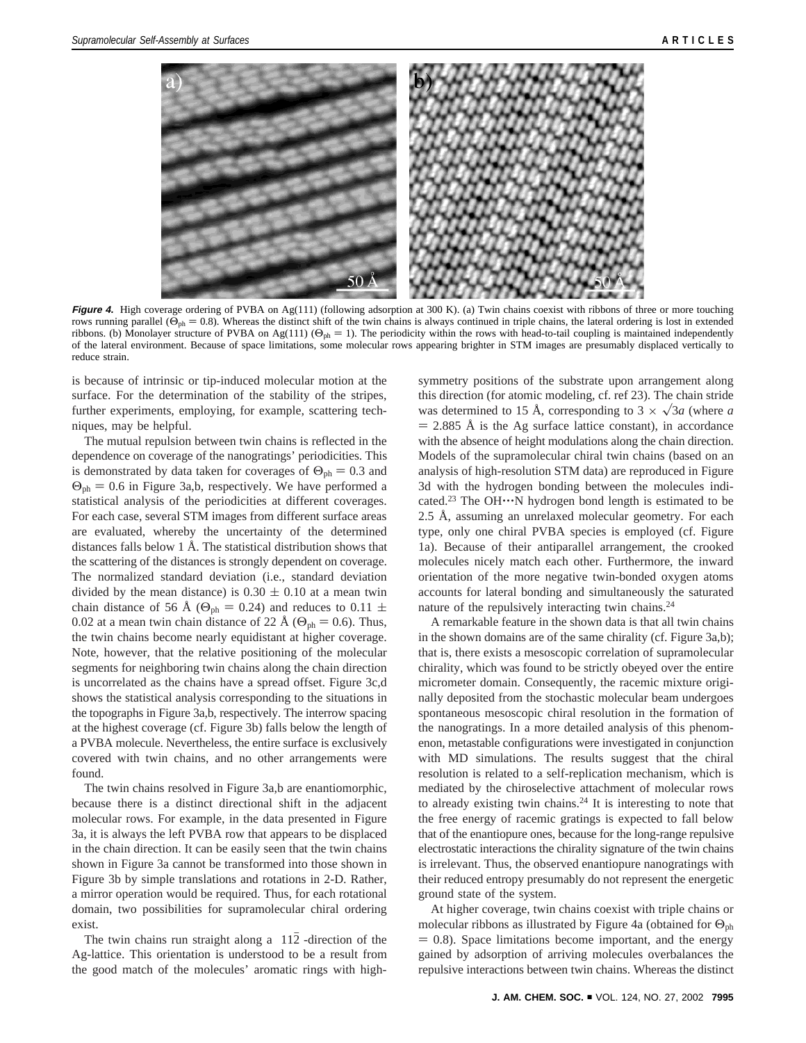**Figure 4.** High coverage ordering of PVBA on Ag(111) (following adsorption at 300 K). (a) Twin chains coexist with ribbons of three or more touching rows running parallel ($\Theta_{ph} = 0.8$). Whereas the distinct shift of the twin chains is always continued in triple chains, the lateral ordering is lost in extended ribbons. (b) Monolayer structure of PVBA on Ag(111) ($\Theta_{ph} = 1$). The periodicity within the rows with head-to-tail coupling is maintained independently of the lateral environment. Because of space limitations, some molecular rows appearing brighter in STM images are presumably displaced vertically to reduce strain.

is because of intrinsic or tip-induced molecular motion at the surface. For the determination of the stability of the stripes, further experiments, employing, for example, scattering techniques, may be helpful.

The mutual repulsion between twin chains is reflected in the dependence on coverage of the nanogratings' periodicities. This is demonstrated by data taken for coverages of $\Theta_{ph} = 0.3$ and $\Theta_{ph} = 0.6$ in Figure 3a,b, respectively. We have performed a statistical analysis of the periodicities at different coverages. For each case, several STM images from different surface areas are evaluated, whereby the uncertainty of the determined distances falls below 1 Å. The statistical distribution shows that the scattering of the distances is strongly dependent on coverage. The normalized standard deviation (i.e., standard deviation divided by the mean distance) is $0.30 \pm 0.10$ at a mean twin chain distance of 56 Å ($\Theta_{ph} = 0.24$) and reduces to $0.11 \pm 0.02$ at a mean twin chain distance of 22 Å ($\Theta_{ph} = 0.6$). Thus, the twin chains become nearly equidistant at higher coverage. Note, however, that the relative positioning of the molecular segments for neighboring twin chains along the chain direction is uncorrelated as the chains have a spread offset. Figure 3c,d shows the statistical analysis corresponding to the situations in the topographs in Figure 3a,b, respectively. The interrow spacing at the highest coverage (cf. Figure 3b) falls below the length of a PVBA molecule. Nevertheless, the entire surface is exclusively covered with twin chains, and no other arrangements were found.

The twin chains resolved in Figure 3a,b are enantiomorphic, because there is a distinct directional shift in the adjacent molecular rows. For example, in the data presented in Figure 3a, it is always the left PVBA row that appears to be displaced in the chain direction. It can be easily seen that the twin chains shown in Figure 3a cannot be transformed into those shown in Figure 3b by simple translations and rotations in 2-D. Rather, a mirror operation would be required. Thus, for each rotational domain, two possibilities for supramolecular chiral ordering exist.

The twin chains run straight along a $\langle 11\bar{2} \rangle$-direction of the Ag-lattice. This orientation is understood to be a result from the good match of the molecules' aromatic rings with high-symmetry positions of the substrate upon arrangement along this direction (for atomic modeling, cf. ref 23). The chain stride was determined to 15 Å, corresponding to $3 \times \sqrt{3}a$ (where $a = 2.885$ Å is the Ag surface lattice constant), in accordance with the absence of height modulations along the chain direction. Models of the supramolecular chiral twin chains (based on an analysis of high-resolution STM data) are reproduced in Figure 3d with the hydrogen bonding between the molecules indicated.[23] The OH···N hydrogen bond length is estimated to be 2.5 Å, assuming an unrelaxed molecular geometry. For each type, only one chiral PVBA species is employed (cf. Figure 1a). Because of their antiparallel arrangement, the crooked molecules nicely match each other. Furthermore, the inward orientation of the more negative twin-bonded oxygen atoms accounts for lateral bonding and simultaneously the saturated nature of the repulsively interacting twin chains.[24]

A remarkable feature in the shown data is that all twin chains in the shown domains are of the same chirality (cf. Figure 3a,b); that is, there exists a mesoscopic correlation of supramolecular chirality, which was found to be strictly obeyed over the entire micrometer domain. Consequently, the racemic mixture originally deposited from the stochastic molecular beam undergoes spontaneous mesoscopic chiral resolution in the formation of the nanogratings. In a more detailed analysis of this phenomenon, metastable configurations were investigated in conjunction with MD simulations. The results suggest that the chiral resolution is related to a self-replication mechanism, which is mediated by the chiroselective attachment of molecular rows to already existing twin chains.[24] It is interesting to note that the free energy of racemic gratings is expected to fall below that of the enantiopure ones, because for the long-range repulsive electrostatic interactions the chirality signature of the twin chains is irrelevant. Thus, the observed enantiopure nanogratings with their reduced entropy presumably do not represent the energetic ground state of the system.

At higher coverage, twin chains coexist with triple chains or molecular ribbons as illustrated by Figure 4a (obtained for $\Theta_{ph} = 0.8$). Space limitations become important, and the energy gained by adsorption of arriving molecules overbalances the repulsive interactions between twin chains. Whereas the distinct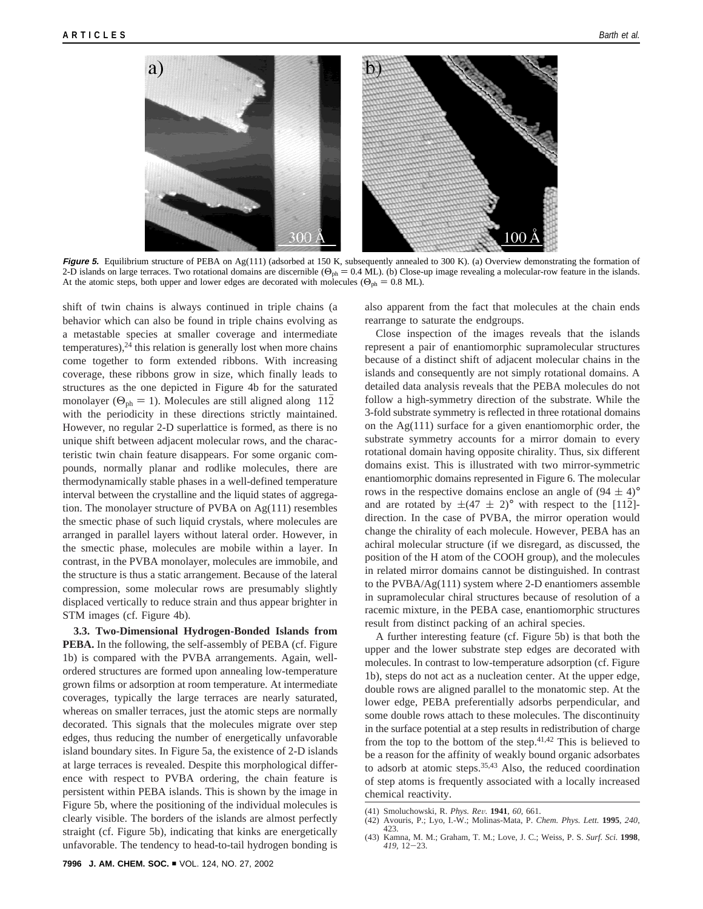**Figure 5.** Equilibrium structure of PEBA on Ag(111) (adsorbed at 150 K, subsequently annealed to 300 K). (a) Overview demonstrating the formation of 2-D islands on large terraces. Two rotational domains are discernible ($\Theta_{ph} = 0.4$ ML). (b) Close-up image revealing a molecular-row feature in the islands. At the atomic steps, both upper and lower edges are decorated with molecules ($\Theta_{ph} = 0.8$ ML).

shift of twin chains is always continued in triple chains (a behavior which can also be found in triple chains evolving as a metastable species at smaller coverage and intermediate temperatures),[24] this relation is generally lost when more chains come together to form extended ribbons. With increasing coverage, these ribbons grow in size, which finally leads to structures as the one depicted in Figure 4b for the saturated monolayer ($\Theta_{ph} = 1$). Molecules are still aligned along $11\bar{2}$ with the periodicity in these directions strictly maintained. However, no regular 2-D superlattice is formed, as there is no unique shift between adjacent molecular rows, and the characteristic twin chain feature disappears. For some organic compounds, normally planar and rodlike molecules, there are thermodynamically stable phases in a well-defined temperature interval between the crystalline and the liquid states of aggregation. The monolayer structure of PVBA on Ag(111) resembles the smectic phase of such liquid crystals, where molecules are arranged in parallel layers without lateral order. However, in the smectic phase, molecules are mobile within a layer. In contrast, in the PVBA monolayer, molecules are immobile, and the structure is thus a static arrangement. Because of the lateral compression, some molecular rows are presumably slightly displaced vertically to reduce strain and thus appear brighter in STM images (cf. Figure 4b).

**3.3. Two-Dimensional Hydrogen-Bonded Islands from PEBA.** In the following, the self-assembly of PEBA (cf. Figure 1b) is compared with the PVBA arrangements. Again, well-ordered structures are formed upon annealing low-temperature grown films or adsorption at room temperature. At intermediate coverages, typically the large terraces are nearly saturated, whereas on smaller terraces, just the atomic steps are normally decorated. This signals that the molecules migrate over step edges, thus reducing the number of energetically unfavorable island boundary sites. In Figure 5a, the existence of 2-D islands at large terraces is revealed. Despite this morphological difference with respect to PVBA ordering, the chain feature is persistent within PEBA islands. This is shown by the image in Figure 5b, where the positioning of the individual molecules is clearly visible. The borders of the islands are almost perfectly straight (cf. Figure 5b), indicating that kinks are energetically unfavorable. The tendency to head-to-tail hydrogen bonding is also apparent from the fact that molecules at the chain ends rearrange to saturate the endgroups.

Close inspection of the images reveals that the islands represent a pair of enantiomorphic supramolecular structures because of a distinct shift of adjacent molecular chains in the islands and consequently are not simply rotational domains. A detailed data analysis reveals that the PEBA molecules do not follow a high-symmetry direction of the substrate. While the 3-fold substrate symmetry is reflected in three rotational domains on the Ag(111) surface for a given enantiomorphic order, the substrate symmetry accounts for a mirror domain to every rotational domain having opposite chirality. Thus, six different domains exist. This is illustrated with two mirror-symmetric enantiomorphic domains represented in Figure 6. The molecular rows in the respective domains enclose an angle of $(94 \pm 4)°$ and are rotated by $\pm(47 \pm 2)°$ with respect to the $[11\bar{2}]$-direction. In the case of PVBA, the mirror operation would change the chirality of each molecule. However, PEBA has an achiral molecular structure (if we disregard, as discussed, the position of the H atom of the COOH group), and the molecules in related mirror domains cannot be distinguished. In contrast to the PVBA/Ag(111) system where 2-D enantiomers assemble in supramolecular chiral structures because of resolution of a racemic mixture, in the PEBA case, enantiomorphic structures result from distinct packing of an achiral species.

A further interesting feature (cf. Figure 5b) is that both the upper and the lower substrate step edges are decorated with molecules. In contrast to low-temperature adsorption (cf. Figure 1b), steps do not act as a nucleation center. At the upper edge, double rows are aligned parallel to the monatomic step. At the lower edge, PEBA preferentially adsorbs perpendicular, and some double rows attach to these molecules. The discontinuity in the surface potential at a step results in redistribution of charge from the top to the bottom of the step.[41,42] This is believed to be a reason for the affinity of weakly bound organic adsorbates to adsorb at atomic steps.[35,43] Also, the reduced coordination of step atoms is frequently associated with a locally increased chemical reactivity.

(41) Smoluchowski, R. *Phys. Rev.* **1941**, *60*, 661.
(42) Avouris, P.; Lyo, I.-W.; Molinas-Mata, P. *Chem. Phys. Lett.* **1995**, *240*, 423.
(43) Kamna, M. M.; Graham, T. M.; Love, J. C.; Weiss, P. S. *Surf. Sci.* **1998**, *419*, 12–23.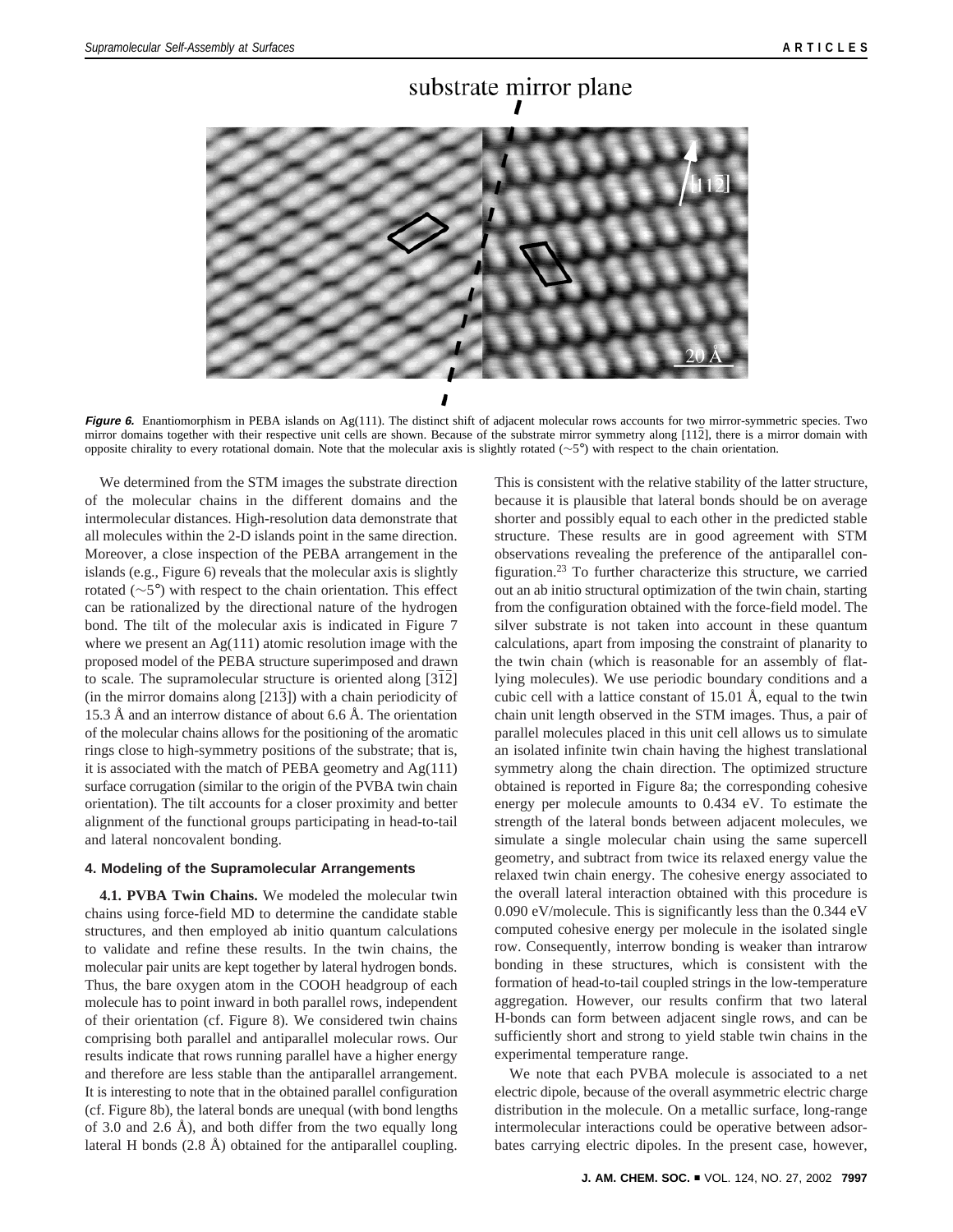substrate mirror plane

**Figure 6.** Enantiomorphism in PEBA islands on Ag(111). The distinct shift of adjacent molecular rows accounts for two mirror-symmetric species. Two mirror domains together with their respective unit cells are shown. Because of the substrate mirror symmetry along [11$\bar{2}$], there is a mirror domain with opposite chirality to every rotational domain. Note that the molecular axis is slightly rotated (~5°) with respect to the chain orientation.

We determined from the STM images the substrate direction of the molecular chains in the different domains and the intermolecular distances. High-resolution data demonstrate that all molecules within the 2-D islands point in the same direction. Moreover, a close inspection of the PEBA arrangement in the islands (e.g., Figure 6) reveals that the molecular axis is slightly rotated (~5°) with respect to the chain orientation. This effect can be rationalized by the directional nature of the hydrogen bond. The tilt of the molecular axis is indicated in Figure 7 where we present an Ag(111) atomic resolution image with the proposed model of the PEBA structure superimposed and drawn to scale. The supramolecular structure is oriented along [31$\bar{2}$] (in the mirror domains along [21$\bar{3}$]) with a chain periodicity of 15.3 Å and an interrow distance of about 6.6 Å. The orientation of the molecular chains allows for the positioning of the aromatic rings close to high-symmetry positions of the substrate; that is, it is associated with the match of PEBA geometry and Ag(111) surface corrugation (similar to the origin of the PVBA twin chain orientation). The tilt accounts for a closer proximity and better alignment of the functional groups participating in head-to-tail and lateral noncovalent bonding.

## 4. Modeling of the Supramolecular Arrangements

**4.1. PVBA Twin Chains.** We modeled the molecular twin chains using force-field MD to determine the candidate stable structures, and then employed ab initio quantum calculations to validate and refine these results. In the twin chains, the molecular pair units are kept together by lateral hydrogen bonds. Thus, the bare oxygen atom in the COOH headgroup of each molecule has to point inward in both parallel rows, independent of their orientation (cf. Figure 8). We considered twin chains comprising both parallel and antiparallel molecular rows. Our results indicate that rows running parallel have a higher energy and therefore are less stable than the antiparallel arrangement. It is interesting to note that in the obtained parallel configuration (cf. Figure 8b), the lateral bonds are unequal (with bond lengths of 3.0 and 2.6 Å), and both differ from the two equally long lateral H bonds (2.8 Å) obtained for the antiparallel coupling. This is consistent with the relative stability of the latter structure, because it is plausible that lateral bonds should be on average shorter and possibly equal to each other in the predicted stable structure. These results are in good agreement with STM observations revealing the preference of the antiparallel configuration.[23] To further characterize this structure, we carried out an ab initio structural optimization of the twin chain, starting from the configuration obtained with the force-field model. The silver substrate is not taken into account in these quantum calculations, apart from imposing the constraint of planarity to the twin chain (which is reasonable for an assembly of flat-lying molecules). We use periodic boundary conditions and a cubic cell with a lattice constant of 15.01 Å, equal to the twin chain unit length observed in the STM images. Thus, a pair of parallel molecules placed in this unit cell allows us to simulate an isolated infinite twin chain having the highest translational symmetry along the chain direction. The optimized structure obtained is reported in Figure 8a; the corresponding cohesive energy per molecule amounts to 0.434 eV. To estimate the strength of the lateral bonds between adjacent molecules, we simulate a single molecular chain using the same supercell geometry, and subtract from twice its relaxed energy value the relaxed twin chain energy. The cohesive energy associated to the overall lateral interaction obtained with this procedure is 0.090 eV/molecule. This is significantly less than the 0.344 eV computed cohesive energy per molecule in the isolated single row. Consequently, interrow bonding is weaker than intrarow bonding in these structures, which is consistent with the formation of head-to-tail coupled strings in the low-temperature aggregation. However, our results confirm that two lateral H-bonds can form between adjacent single rows, and can be sufficiently short and strong to yield stable twin chains in the experimental temperature range.

We note that each PVBA molecule is associated to a net electric dipole, because of the overall asymmetric electric charge distribution in the molecule. On a metallic surface, long-range intermolecular interactions could be operative between adsorbates carrying electric dipoles. In the present case, however,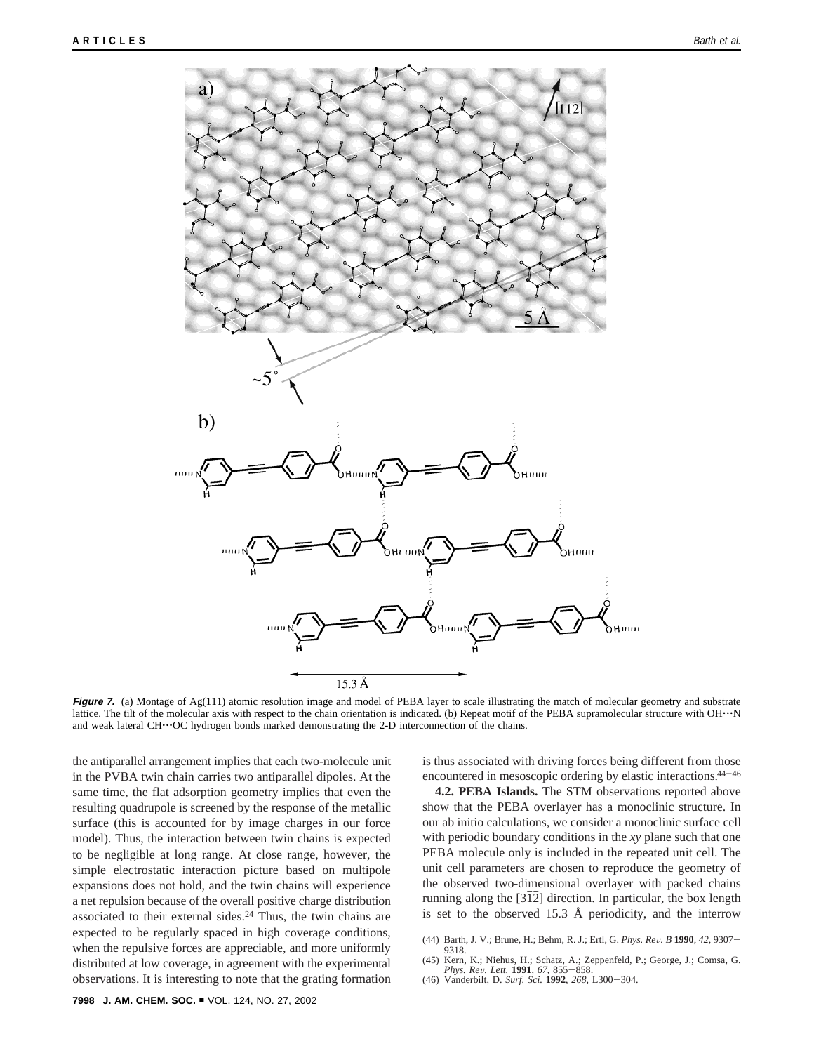*Figure 7.* (a) Montage of Ag(111) atomic resolution image and model of PEBA layer to scale illustrating the match of molecular geometry and substrate lattice. The tilt of the molecular axis with respect to the chain orientation is indicated. (b) Repeat motif of the PEBA supramolecular structure with OH···N and weak lateral CH···OC hydrogen bonds marked demonstrating the 2-D interconnection of the chains.

the antiparallel arrangement implies that each two-molecule unit in the PVBA twin chain carries two antiparallel dipoles. At the same time, the flat adsorption geometry implies that even the resulting quadrupole is screened by the response of the metallic surface (this is accounted for by image charges in our force model). Thus, the interaction between twin chains is expected to be negligible at long range. At close range, however, the simple electrostatic interaction picture based on multipole expansions does not hold, and the twin chains will experience a net repulsion because of the overall positive charge distribution associated to their external sides.[24] Thus, the twin chains are expected to be regularly spaced in high coverage conditions, when the repulsive forces are appreciable, and more uniformly distributed at low coverage, in agreement with the experimental observations. It is interesting to note that the grating formation is thus associated with driving forces being different from those encountered in mesoscopic ordering by elastic interactions.[44-46]

**4.2. PEBA Islands.** The STM observations reported above show that the PEBA overlayer has a monoclinic structure. In our ab initio calculations, we consider a monoclinic surface cell with periodic boundary conditions in the *xy* plane such that one PEBA molecule only is included in the repeated unit cell. The unit cell parameters are chosen to reproduce the geometry of the observed two-dimensional overlayer with packed chains running along the $[3\bar{1}\bar{2}]$ direction. In particular, the box length is set to the observed 15.3 Å periodicity, and the interrow

(44) Barth, J. V.; Brune, H.; Behm, R. J.; Ertl, G. *Phys. Rev. B* **1990**, *42*, 9307–9318.

(45) Kern, K.; Niehus, H.; Schatz, A.; Zeppenfeld, P.; George, J.; Comsa, G. *Phys. Rev. Lett.* **1991**, *67*, 855–858.

(46) Vanderbilt, D. *Surf. Sci.* **1992**, *268*, L300–304.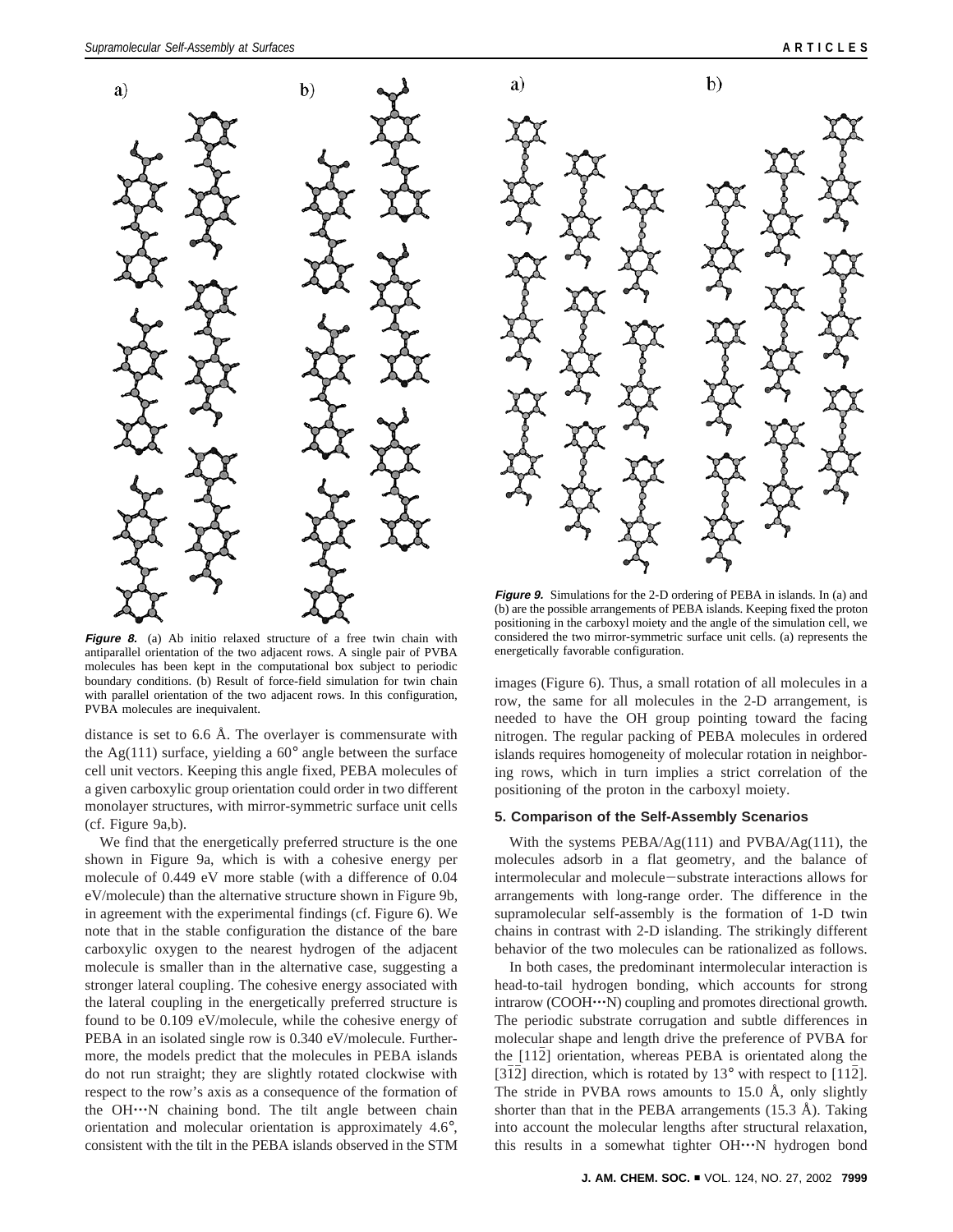**Figure 8.** (a) Ab initio relaxed structure of a free twin chain with antiparallel orientation of the two adjacent rows. A single pair of PVBA molecules has been kept in the computational box subject to periodic boundary conditions. (b) Result of force-field simulation for twin chain with parallel orientation of the two adjacent rows. In this configuration, PVBA molecules are inequivalent.

distance is set to 6.6 Å. The overlayer is commensurate with the Ag(111) surface, yielding a 60° angle between the surface cell unit vectors. Keeping this angle fixed, PEBA molecules of a given carboxylic group orientation could order in two different monolayer structures, with mirror-symmetric surface unit cells (cf. Figure 9a,b).

We find that the energetically preferred structure is the one shown in Figure 9a, which is with a cohesive energy per molecule of 0.449 eV more stable (with a difference of 0.04 eV/molecule) than the alternative structure shown in Figure 9b, in agreement with the experimental findings (cf. Figure 6). We note that in the stable configuration the distance of the bare carboxylic oxygen to the nearest hydrogen of the adjacent molecule is smaller than in the alternative case, suggesting a stronger lateral coupling. The cohesive energy associated with the lateral coupling in the energetically preferred structure is found to be 0.109 eV/molecule, while the cohesive energy of PEBA in an isolated single row is 0.340 eV/molecule. Furthermore, the models predict that the molecules in PEBA islands do not run straight; they are slightly rotated clockwise with respect to the row's axis as a consequence of the formation of the OH···N chaining bond. The tilt angle between chain orientation and molecular orientation is approximately 4.6°, consistent with the tilt in the PEBA islands observed in the STM images (Figure 6). Thus, a small rotation of all molecules in a row, the same for all molecules in the 2-D arrangement, is needed to have the OH group pointing toward the facing nitrogen. The regular packing of PEBA molecules in ordered islands requires homogeneity of molecular rotation in neighboring rows, which in turn implies a strict correlation of the positioning of the proton in the carboxyl moiety.

**Figure 9.** Simulations for the 2-D ordering of PEBA in islands. In (a) and (b) are the possible arrangements of PEBA islands. Keeping fixed the proton positioning in the carboxyl moiety and the angle of the simulation cell, we considered the two mirror-symmetric surface unit cells. (a) represents the energetically favorable configuration.

## 5. Comparison of the Self-Assembly Scenarios

With the systems PEBA/Ag(111) and PVBA/Ag(111), the molecules adsorb in a flat geometry, and the balance of intermolecular and molecule−substrate interactions allows for arrangements with long-range order. The difference in the supramolecular self-assembly is the formation of 1-D twin chains in contrast with 2-D islanding. The strikingly different behavior of the two molecules can be rationalized as follows.

In both cases, the predominant intermolecular interaction is head-to-tail hydrogen bonding, which accounts for strong intrarow (COOH···N) coupling and promotes directional growth. The periodic substrate corrugation and subtle differences in molecular shape and length drive the preference of PVBA for the $[11\bar{2}]$ orientation, whereas PEBA is orientated along the $[\bar{3}\bar{1}2]$ direction, which is rotated by 13° with respect to $[11\bar{2}]$. The stride in PVBA rows amounts to 15.0 Å, only slightly shorter than that in the PEBA arrangements (15.3 Å). Taking into account the molecular lengths after structural relaxation, this results in a somewhat tighter OH···N hydrogen bond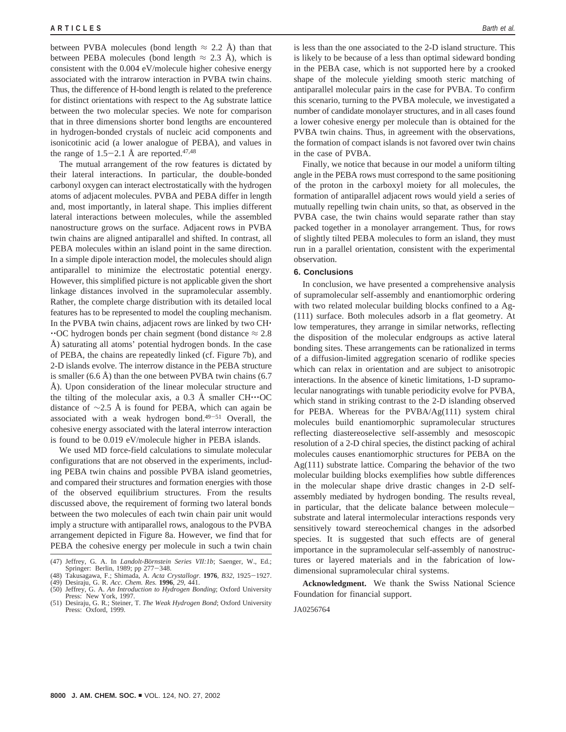between PVBA molecules (bond length ≈ 2.2 Å) than that between PEBA molecules (bond length ≈ 2.3 Å), which is consistent with the 0.004 eV/molecule higher cohesive energy associated with the intrarow interaction in PVBA twin chains. Thus, the difference of H-bond length is related to the preference for distinct orientations with respect to the Ag substrate lattice between the two molecular species. We note for comparison that in three dimensions shorter bond lengths are encountered in hydrogen-bonded crystals of nucleic acid components and isonicotinic acid (a lower analogue of PEBA), and values in the range of 1.5−2.1 Å are reported.[47,48]

The mutual arrangement of the row features is dictated by their lateral interactions. In particular, the double-bonded carbonyl oxygen can interact electrostatically with the hydrogen atoms of adjacent molecules. PVBA and PEBA differ in length and, most importantly, in lateral shape. This implies different lateral interactions between molecules, while the assembled nanostructure grows on the surface. Adjacent rows in PVBA twin chains are aligned antiparallel and shifted. In contrast, all PEBA molecules within an island point in the same direction. In a simple dipole interaction model, the molecules should align antiparallel to minimize the electrostatic potential energy. However, this simplified picture is not applicable given the short linkage distances involved in the supramolecular assembly. Rather, the complete charge distribution with its detailed local features has to be represented to model the coupling mechanism. In the PVBA twin chains, adjacent rows are linked by two CH···OC hydrogen bonds per chain segment (bond distance ≈ 2.8 Å) saturating all atoms' potential hydrogen bonds. In the case of PEBA, the chains are repeatedly linked (cf. Figure 7b), and 2-D islands evolve. The interrow distance in the PEBA structure is smaller (6.6 Å) than the one between PVBA twin chains (6.7 Å). Upon consideration of the linear molecular structure and the tilting of the molecular axis, a 0.3 Å smaller CH···OC distance of ∼2.5 Å is found for PEBA, which can again be associated with a weak hydrogen bond.[49−51] Overall, the cohesive energy associated with the lateral interrow interaction is found to be 0.019 eV/molecule higher in PEBA islands.

We used MD force-field calculations to simulate molecular configurations that are not observed in the experiments, including PEBA twin chains and possible PVBA island geometries, and compared their structures and formation energies with those of the observed equilibrium structures. From the results discussed above, the requirement of forming two lateral bonds between the two molecules of each twin chain pair unit would imply a structure with antiparallel rows, analogous to the PVBA arrangement depicted in Figure 8a. However, we find that for PEBA the cohesive energy per molecule in such a twin chain is less than the one associated to the 2-D island structure. This is likely to be because of a less than optimal sideward bonding in the PEBA case, which is not supported here by a crooked shape of the molecule yielding smooth steric matching of antiparallel molecular pairs in the case for PVBA. To confirm this scenario, turning to the PVBA molecule, we investigated a number of candidate monolayer structures, and in all cases found a lower cohesive energy per molecule than is obtained for the PVBA twin chains. Thus, in agreement with the observations, the formation of compact islands is not favored over twin chains in the case of PVBA.

Finally, we notice that because in our model a uniform tilting angle in the PEBA rows must correspond to the same positioning of the proton in the carboxyl moiety for all molecules, the formation of antiparallel adjacent rows would yield a series of mutually repelling twin chain units, so that, as observed in the PVBA case, the twin chains would separate rather than stay packed together in a monolayer arrangement. Thus, for rows of slightly tilted PEBA molecules to form an island, they must run in a parallel orientation, consistent with the experimental observation.

## 6. Conclusions

In conclusion, we have presented a comprehensive analysis of supramolecular self-assembly and enantiomorphic ordering with two related molecular building blocks confined to a Ag(111) surface. Both molecules adsorb in a flat geometry. At low temperatures, they arrange in similar networks, reflecting the disposition of the molecular endgroups as active lateral bonding sites. These arrangements can be rationalized in terms of a diffusion-limited aggregation scenario of rodlike species which can relax in orientation and are subject to anisotropic interactions. In the absence of kinetic limitations, 1-D supramolecular nanogratings with tunable periodicity evolve for PVBA, which stand in striking contrast to the 2-D islanding observed for PEBA. Whereas for the PVBA/Ag(111) system chiral molecules build enantiomorphic supramolecular structures reflecting diastereoselective self-assembly and mesoscopic resolution of a 2-D chiral species, the distinct packing of achiral molecules causes enantiomorphic structures for PEBA on the Ag(111) substrate lattice. Comparing the behavior of the two molecular building blocks exemplifies how subtle differences in the molecular shape drive drastic changes in 2-D self-assembly mediated by hydrogen bonding. The results reveal, in particular, that the delicate balance between molecule−substrate and lateral intermolecular interactions responds very sensitively toward stereochemical changes in the adsorbed species. It is suggested that such effects are of general importance in the supramolecular self-assembly of nanostructures or layered materials and in the fabrication of low-dimensional supramolecular chiral systems.

**Acknowledgment.** We thank the Swiss National Science Foundation for financial support.

JA0256764

(47) Jeffrey, G. A. In *Landolt-Börnstein Series VII:1b*; Saenger, W., Ed.; Springer: Berlin, 1989; pp 277−348.
(48) Takusagawa, F.; Shimada, A. *Acta Crystallogr.* **1976**, *B32*, 1925−1927.
(49) Desiraju, G. R. *Acc. Chem. Res.* **1996**, *29*, 441.
(50) Jeffrey, G. A. *An Introduction to Hydrogen Bonding*; Oxford University Press: New York, 1997.
(51) Desiraju, G. R.; Steiner, T. *The Weak Hydrogen Bond*; Oxford University Press: Oxford, 1999.